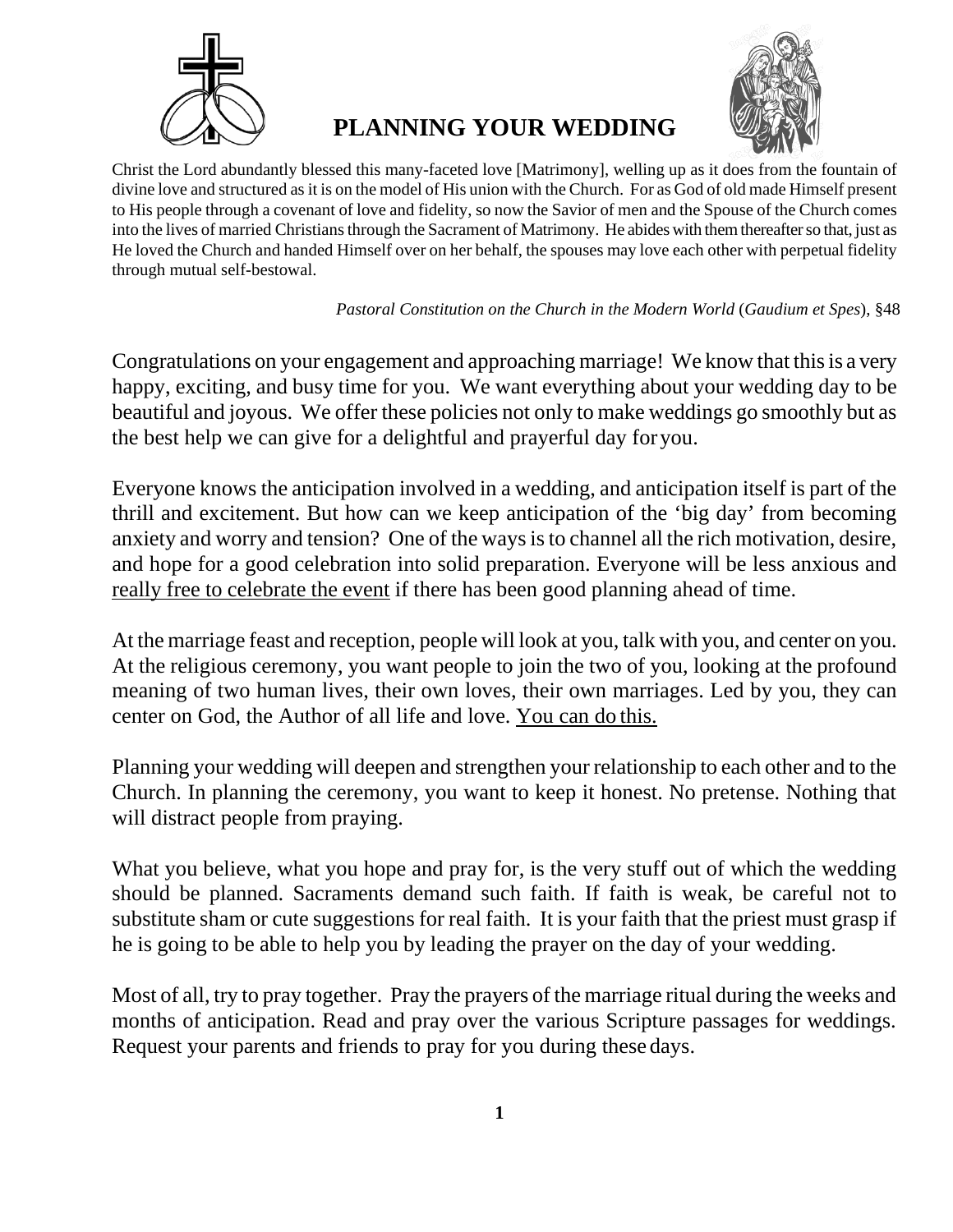# PLANNING YOUR WEDDING

Christ the Lord abundantly blessed this many-faceted love [Matrimony], welling up as it does from the fountain of divine love and structured as it is on the model of His union with the Church. For as God of old made Himself present to His people through a covenant of love and fidelity, so now the Savior of men and the Spouse of the Church comes into the lives of married Christians through the Sacrament of Matrimony. He abides with them thereafter so that, just as He loved the Church and handed Himself over on her behalf, the spouses may love each other with perpetual fidelity through mutual self-bestowal.

*Pastoral Constitution on the Church in the Modern World* (*Gaudium et Spes*), §48

Congratulations on your engagement and approaching marriage! We know that this is a very happy, exciting, and busy time for you. We want everything about your wedding day to be beautiful and joyous. We offer these policies not only to make weddings go smoothly but as the best help we can give for a delightful and prayerful day for you.

Everyone knows the anticipation involved in a wedding, and anticipation itself is part of the thrill and excitement. But how can we keep anticipation of the 'big day' from becoming anxiety and worry and tension? One of the ways is to channel all the rich motivation, desire, and hope for a good celebration into solid preparation. Everyone will be less anxious and <u>really free to celebrate the event</u> if there has been good planning ahead of time.

At the marriage feast and reception, people will look at you, talk with you, and center on you. At the religious ceremony, you want people to join the two of you, looking at the profound meaning of two human lives, their own loves, their own marriages. Led by you, they can center on God, the Author of all life and love. <u>You can do this.</u>

Planning your wedding will deepen and strengthen your relationship to each other and to the Church. In planning the ceremony, you want to keep it honest. No pretense. Nothing that will distract people from praying.

What you believe, what you hope and pray for, is the very stuff out of which the wedding should be planned. Sacraments demand such faith. If faith is weak, be careful not to substitute sham or cute suggestions for real faith. It is your faith that the priest must grasp if he is going to be able to help you by leading the prayer on the day of your wedding.

Most of all, try to pray together. Pray the prayers of the marriage ritual during the weeks and months of anticipation. Read and pray over the various Scripture passages for weddings. Request your parents and friends to pray for you during these days.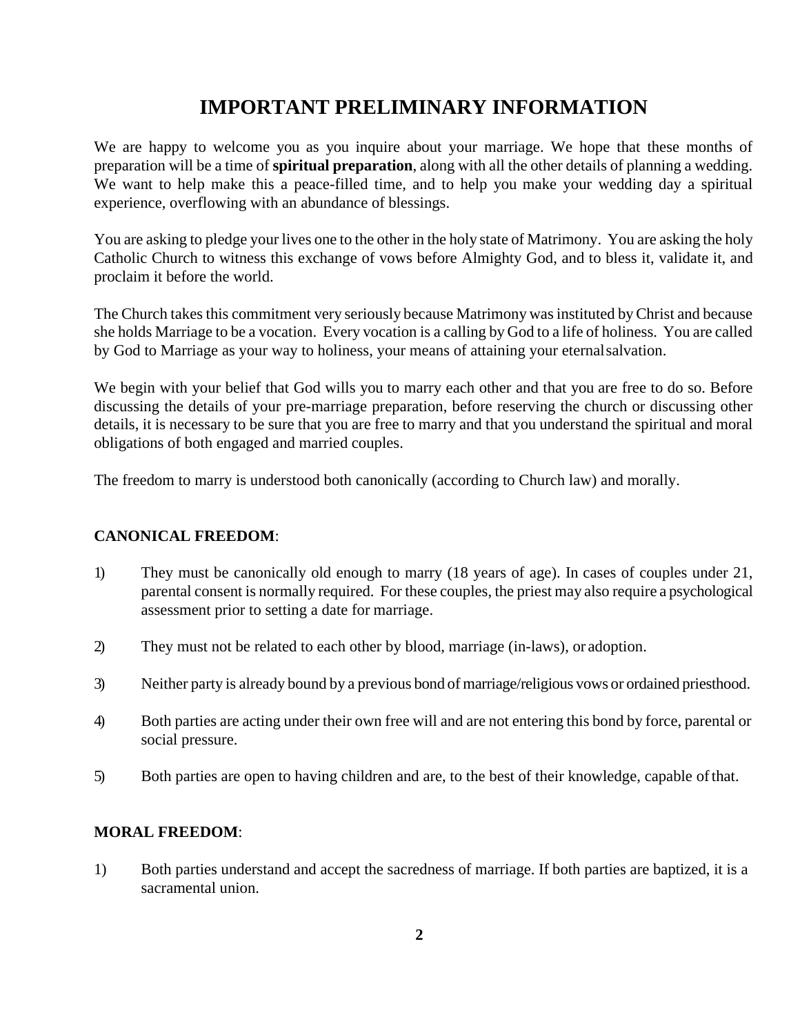# IMPORTANT PRELIMINARY INFORMATION

We are happy to welcome you as you inquire about your marriage. We hope that these months of preparation will be a time of **spiritual preparation**, along with all the other details of planning a wedding. We want to help make this a peace-filled time, and to help you make your wedding day a spiritual experience, overflowing with an abundance of blessings.

You are asking to pledge your lives one to the other in the holy state of Matrimony. You are asking the holy Catholic Church to witness this exchange of vows before Almighty God, and to bless it, validate it, and proclaim it before the world.

The Church takes this commitment very seriously because Matrimony was instituted by Christ and because she holds Marriage to be a vocation. Every vocation is a calling by God to a life of holiness. You are called by God to Marriage as your way to holiness, your means of attaining your eternal salvation.

We begin with your belief that God wills you to marry each other and that you are free to do so. Before discussing the details of your pre-marriage preparation, before reserving the church or discussing other details, it is necessary to be sure that you are free to marry and that you understand the spiritual and moral obligations of both engaged and married couples.

The freedom to marry is understood both canonically (according to Church law) and morally.

**CANONICAL FREEDOM**:

1) They must be canonically old enough to marry (18 years of age). In cases of couples under 21, parental consent is normally required. For these couples, the priest may also require a psychological assessment prior to setting a date for marriage.

2) They must not be related to each other by blood, marriage (in-laws), or adoption.

3) Neither party is already bound by a previous bond of marriage/religious vows or ordained priesthood.

4) Both parties are acting under their own free will and are not entering this bond by force, parental or social pressure.

5) Both parties are open to having children and are, to the best of their knowledge, capable of that.

**MORAL FREEDOM**:

1) Both parties understand and accept the sacredness of marriage. If both parties are baptized, it is a sacramental union.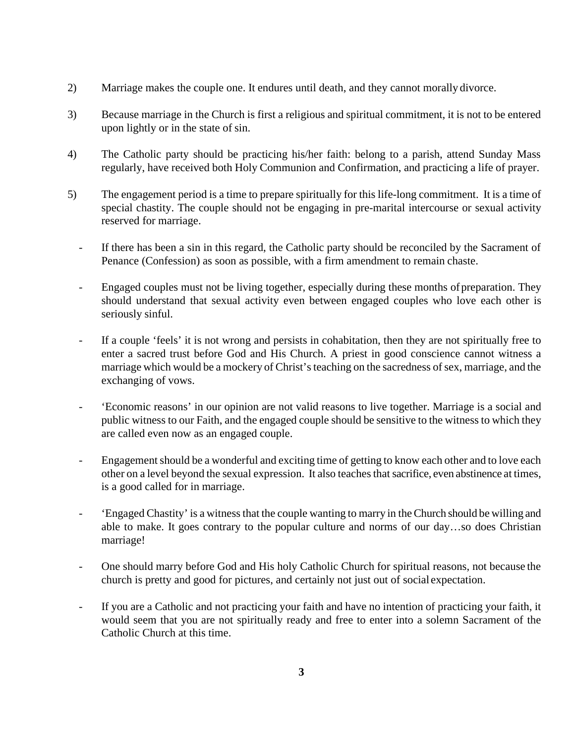2) Marriage makes the couple one. It endures until death, and they cannot morally divorce.

3) Because marriage in the Church is first a religious and spiritual commitment, it is not to be entered upon lightly or in the state of sin.

4) The Catholic party should be practicing his/her faith: belong to a parish, attend Sunday Mass regularly, have received both Holy Communion and Confirmation, and practicing a life of prayer.

5) The engagement period is a time to prepare spiritually for this life-long commitment. It is a time of special chastity. The couple should not be engaging in pre-marital intercourse or sexual activity reserved for marriage.

   - If there has been a sin in this regard, the Catholic party should be reconciled by the Sacrament of Penance (Confession) as soon as possible, with a firm amendment to remain chaste.

   - Engaged couples must not be living together, especially during these months of preparation. They should understand that sexual activity even between engaged couples who love each other is seriously sinful.

   - If a couple 'feels' it is not wrong and persists in cohabitation, then they are not spiritually free to enter a sacred trust before God and His Church. A priest in good conscience cannot witness a marriage which would be a mockery of Christ's teaching on the sacredness of sex, marriage, and the exchanging of vows.

   - 'Economic reasons' in our opinion are not valid reasons to live together. Marriage is a social and public witness to our Faith, and the engaged couple should be sensitive to the witness to which they are called even now as an engaged couple.

   - Engagement should be a wonderful and exciting time of getting to know each other and to love each other on a level beyond the sexual expression. It also teaches that sacrifice, even abstinence at times, is a good called for in marriage.

   - 'Engaged Chastity' is a witness that the couple wanting to marry in the Church should be willing and able to make. It goes contrary to the popular culture and norms of our day…so does Christian marriage!

   - One should marry before God and His holy Catholic Church for spiritual reasons, not because the church is pretty and good for pictures, and certainly not just out of social expectation.

   - If you are a Catholic and not practicing your faith and have no intention of practicing your faith, it would seem that you are not spiritually ready and free to enter into a solemn Sacrament of the Catholic Church at this time.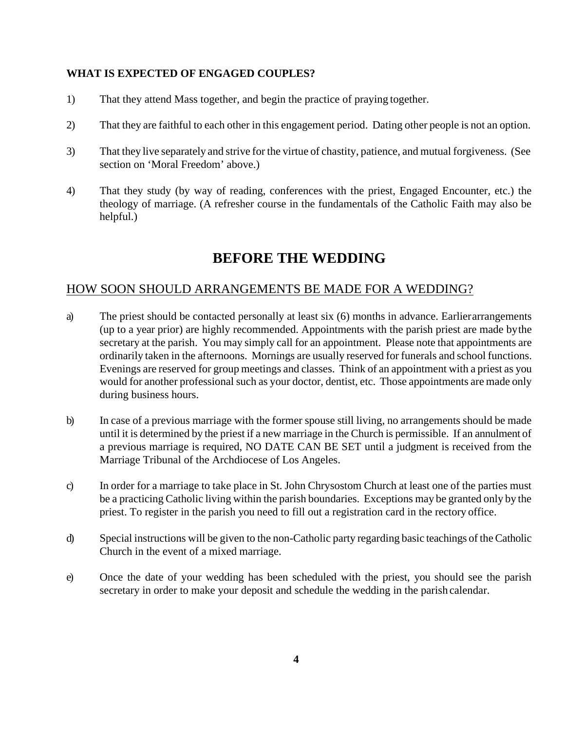**WHAT IS EXPECTED OF ENGAGED COUPLES?**

1) That they attend Mass together, and begin the practice of praying together.

2) That they are faithful to each other in this engagement period. Dating other people is not an option.

3) That they live separately and strive for the virtue of chastity, patience, and mutual forgiveness. (See section on 'Moral Freedom' above.)

4) That they study (by way of reading, conferences with the priest, Engaged Encounter, etc.) the theology of marriage. (A refresher course in the fundamentals of the Catholic Faith may also be helpful.)

# BEFORE THE WEDDING

## HOW SOON SHOULD ARRANGEMENTS BE MADE FOR A WEDDING?

a) The priest should be contacted personally at least six (6) months in advance. Earlier arrangements (up to a year prior) are highly recommended. Appointments with the parish priest are made by the secretary at the parish. You may simply call for an appointment. Please note that appointments are ordinarily taken in the afternoons. Mornings are usually reserved for funerals and school functions. Evenings are reserved for group meetings and classes. Think of an appointment with a priest as you would for another professional such as your doctor, dentist, etc. Those appointments are made only during business hours.

b) In case of a previous marriage with the former spouse still living, no arrangements should be made until it is determined by the priest if a new marriage in the Church is permissible. If an annulment of a previous marriage is required, NO DATE CAN BE SET until a judgment is received from the Marriage Tribunal of the Archdiocese of Los Angeles.

c) In order for a marriage to take place in St. John Chrysostom Church at least one of the parties must be a practicing Catholic living within the parish boundaries. Exceptions may be granted only by the priest. To register in the parish you need to fill out a registration card in the rectory office.

d) Special instructions will be given to the non-Catholic party regarding basic teachings of the Catholic Church in the event of a mixed marriage.

e) Once the date of your wedding has been scheduled with the priest, you should see the parish secretary in order to make your deposit and schedule the wedding in the parish calendar.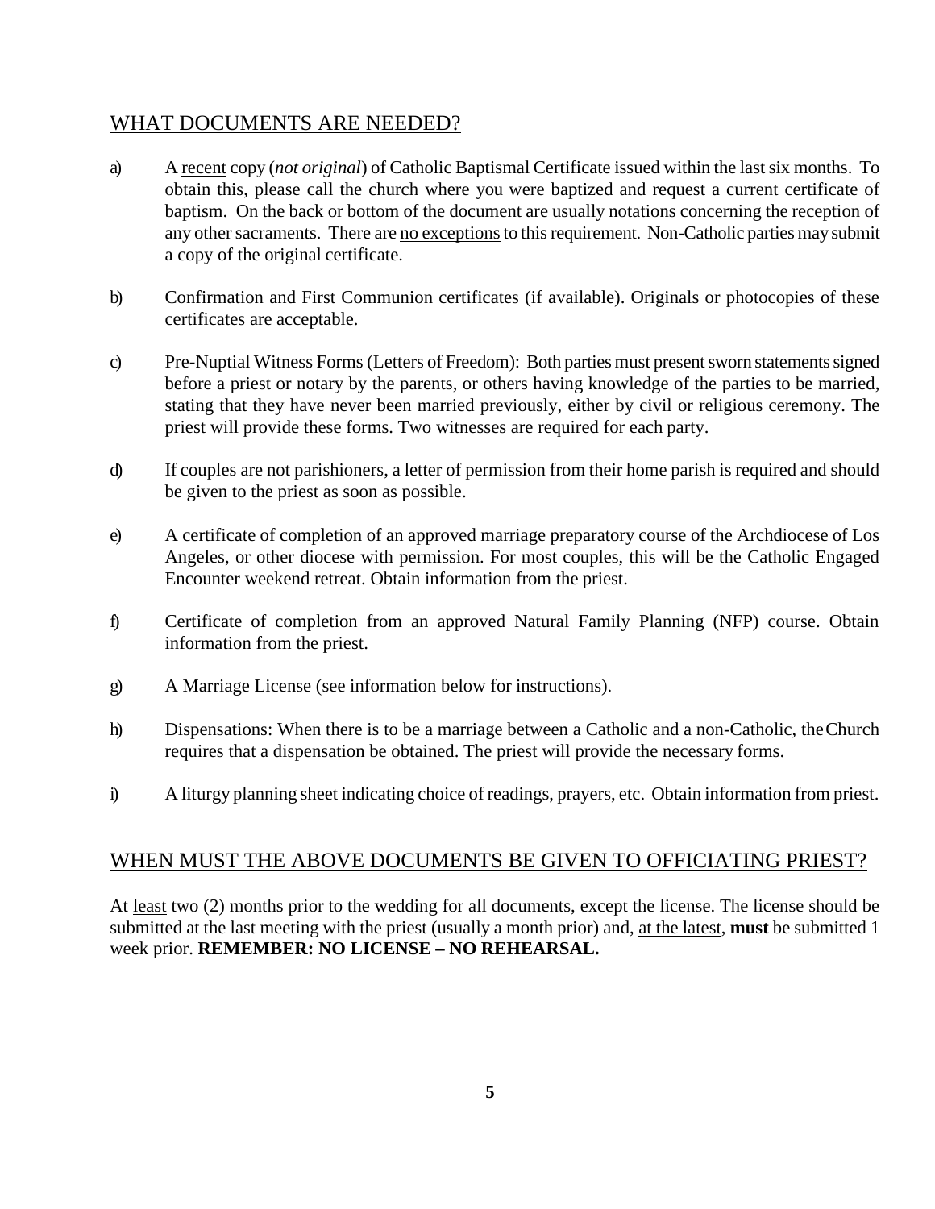## WHAT DOCUMENTS ARE NEEDED?

a) A recent copy (*not original*) of Catholic Baptismal Certificate issued within the last six months. To obtain this, please call the church where you were baptized and request a current certificate of baptism. On the back or bottom of the document are usually notations concerning the reception of any other sacraments. There are no exceptions to this requirement. Non-Catholic parties may submit a copy of the original certificate.

b) Confirmation and First Communion certificates (if available). Originals or photocopies of these certificates are acceptable.

c) Pre-Nuptial Witness Forms (Letters of Freedom): Both parties must present sworn statements signed before a priest or notary by the parents, or others having knowledge of the parties to be married, stating that they have never been married previously, either by civil or religious ceremony. The priest will provide these forms. Two witnesses are required for each party.

d) If couples are not parishioners, a letter of permission from their home parish is required and should be given to the priest as soon as possible.

e) A certificate of completion of an approved marriage preparatory course of the Archdiocese of Los Angeles, or other diocese with permission. For most couples, this will be the Catholic Engaged Encounter weekend retreat. Obtain information from the priest.

f) Certificate of completion from an approved Natural Family Planning (NFP) course. Obtain information from the priest.

g) A Marriage License (see information below for instructions).

h) Dispensations: When there is to be a marriage between a Catholic and a non-Catholic, the Church requires that a dispensation be obtained. The priest will provide the necessary forms.

i) A liturgy planning sheet indicating choice of readings, prayers, etc. Obtain information from priest.

## WHEN MUST THE ABOVE DOCUMENTS BE GIVEN TO OFFICIATING PRIEST?

At least two (2) months prior to the wedding for all documents, except the license. The license should be submitted at the last meeting with the priest (usually a month prior) and, at the latest, **must** be submitted 1 week prior. **REMEMBER: NO LICENSE – NO REHEARSAL.**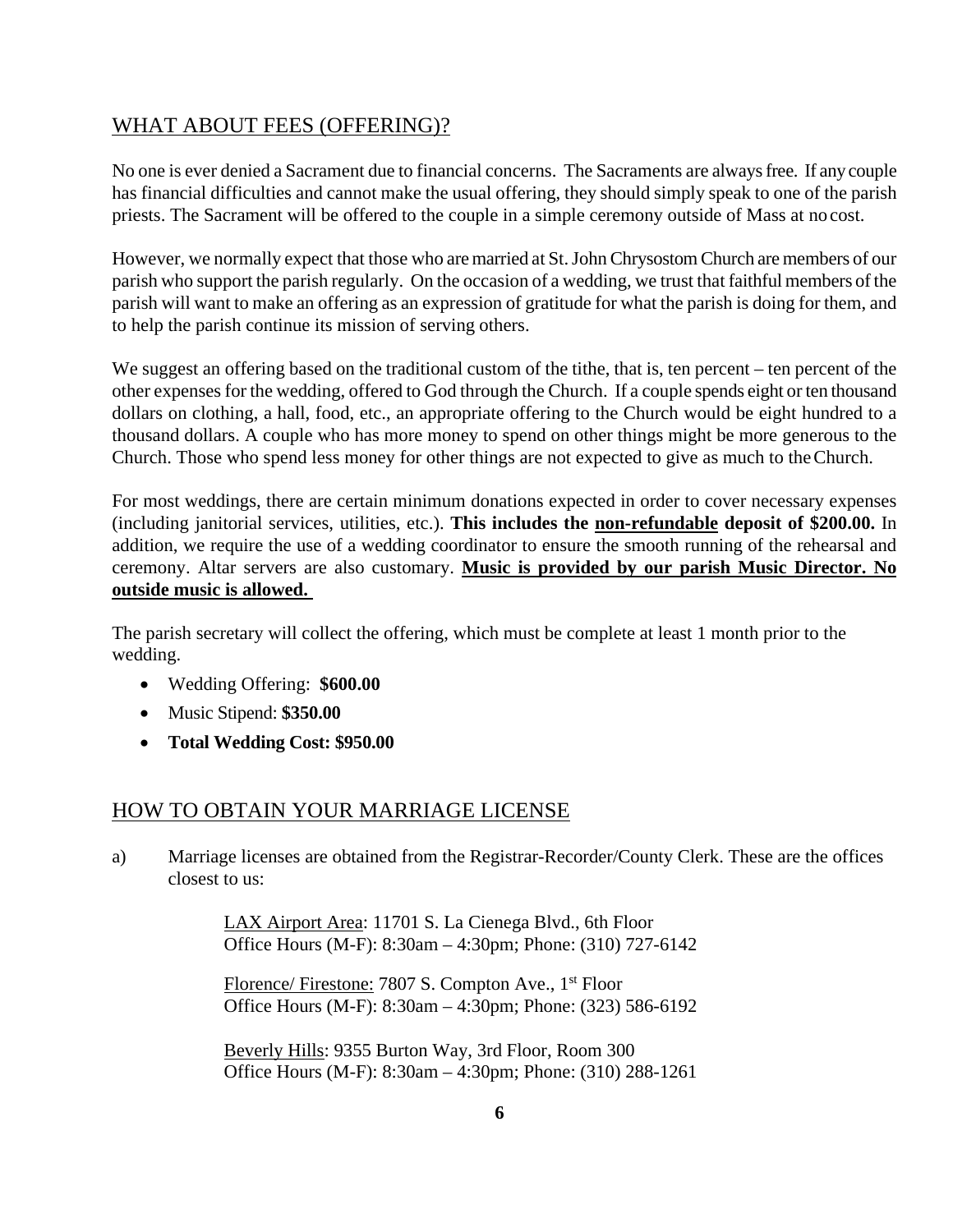## WHAT ABOUT FEES (OFFERING)?

No one is ever denied a Sacrament due to financial concerns. The Sacraments are always free. If any couple has financial difficulties and cannot make the usual offering, they should simply speak to one of the parish priests. The Sacrament will be offered to the couple in a simple ceremony outside of Mass at no cost.

However, we normally expect that those who are married at St. John Chrysostom Church are members of our parish who support the parish regularly. On the occasion of a wedding, we trust that faithful members of the parish will want to make an offering as an expression of gratitude for what the parish is doing for them, and to help the parish continue its mission of serving others.

We suggest an offering based on the traditional custom of the tithe, that is, ten percent – ten percent of the other expenses for the wedding, offered to God through the Church. If a couple spends eight or ten thousand dollars on clothing, a hall, food, etc., an appropriate offering to the Church would be eight hundred to a thousand dollars. A couple who has more money to spend on other things might be more generous to the Church. Those who spend less money for other things are not expected to give as much to the Church.

For most weddings, there are certain minimum donations expected in order to cover necessary expenses (including janitorial services, utilities, etc.). **This includes the <u>non-refundable</u> deposit of $200.00.** In addition, we require the use of a wedding coordinator to ensure the smooth running of the rehearsal and ceremony. Altar servers are also customary. **<u>Music is provided by our parish Music Director. No outside music is allowed.</u>**

The parish secretary will collect the offering, which must be complete at least 1 month prior to the wedding.

- Wedding Offering: **$600.00**
- Music Stipend: **$350.00**
- **Total Wedding Cost: $950.00**

## HOW TO OBTAIN YOUR MARRIAGE LICENSE

a) Marriage licenses are obtained from the Registrar-Recorder/County Clerk. These are the offices closest to us:

<u>LAX Airport Area</u>: 11701 S. La Cienega Blvd., 6th Floor
Office Hours (M-F): 8:30am – 4:30pm; Phone: (310) 727-6142

<u>Florence/ Firestone:</u> 7807 S. Compton Ave., 1st Floor
Office Hours (M-F): 8:30am – 4:30pm; Phone: (323) 586-6192

<u>Beverly Hills</u>: 9355 Burton Way, 3rd Floor, Room 300
Office Hours (M-F): 8:30am – 4:30pm; Phone: (310) 288-1261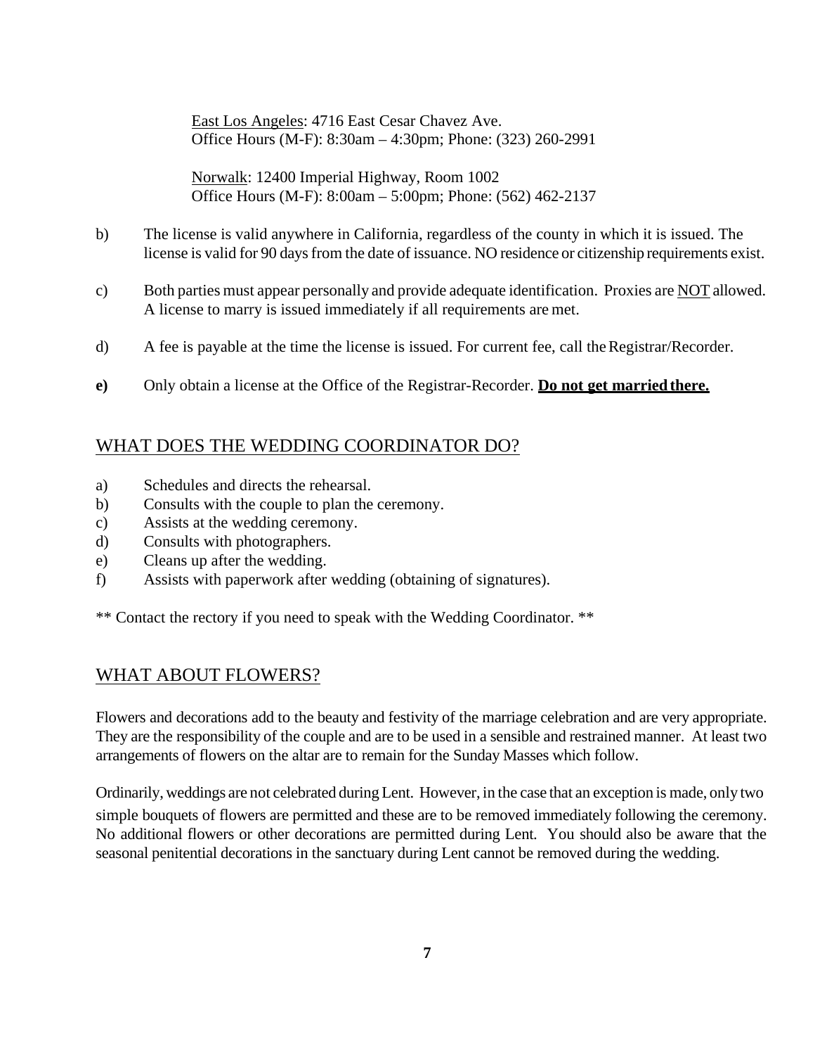East Los Angeles: 4716 East Cesar Chavez Ave.
Office Hours (M-F): 8:30am – 4:30pm; Phone: (323) 260-2991

Norwalk: 12400 Imperial Highway, Room 1002
Office Hours (M-F): 8:00am – 5:00pm; Phone: (562) 462-2137

b) The license is valid anywhere in California, regardless of the county in which it is issued. The license is valid for 90 days from the date of issuance. NO residence or citizenship requirements exist.

c) Both parties must appear personally and provide adequate identification. Proxies are NOT allowed. A license to marry is issued immediately if all requirements are met.

d) A fee is payable at the time the license is issued. For current fee, call the Registrar/Recorder.

**e)** Only obtain a license at the Office of the Registrar-Recorder. **Do not get married there.**

## WHAT DOES THE WEDDING COORDINATOR DO?

a) Schedules and directs the rehearsal.
b) Consults with the couple to plan the ceremony.
c) Assists at the wedding ceremony.
d) Consults with photographers.
e) Cleans up after the wedding.
f) Assists with paperwork after wedding (obtaining of signatures).

** Contact the rectory if you need to speak with the Wedding Coordinator. **

## WHAT ABOUT FLOWERS?

Flowers and decorations add to the beauty and festivity of the marriage celebration and are very appropriate. They are the responsibility of the couple and are to be used in a sensible and restrained manner. At least two arrangements of flowers on the altar are to remain for the Sunday Masses which follow.

Ordinarily, weddings are not celebrated during Lent. However, in the case that an exception is made, only two simple bouquets of flowers are permitted and these are to be removed immediately following the ceremony. No additional flowers or other decorations are permitted during Lent. You should also be aware that the seasonal penitential decorations in the sanctuary during Lent cannot be removed during the wedding.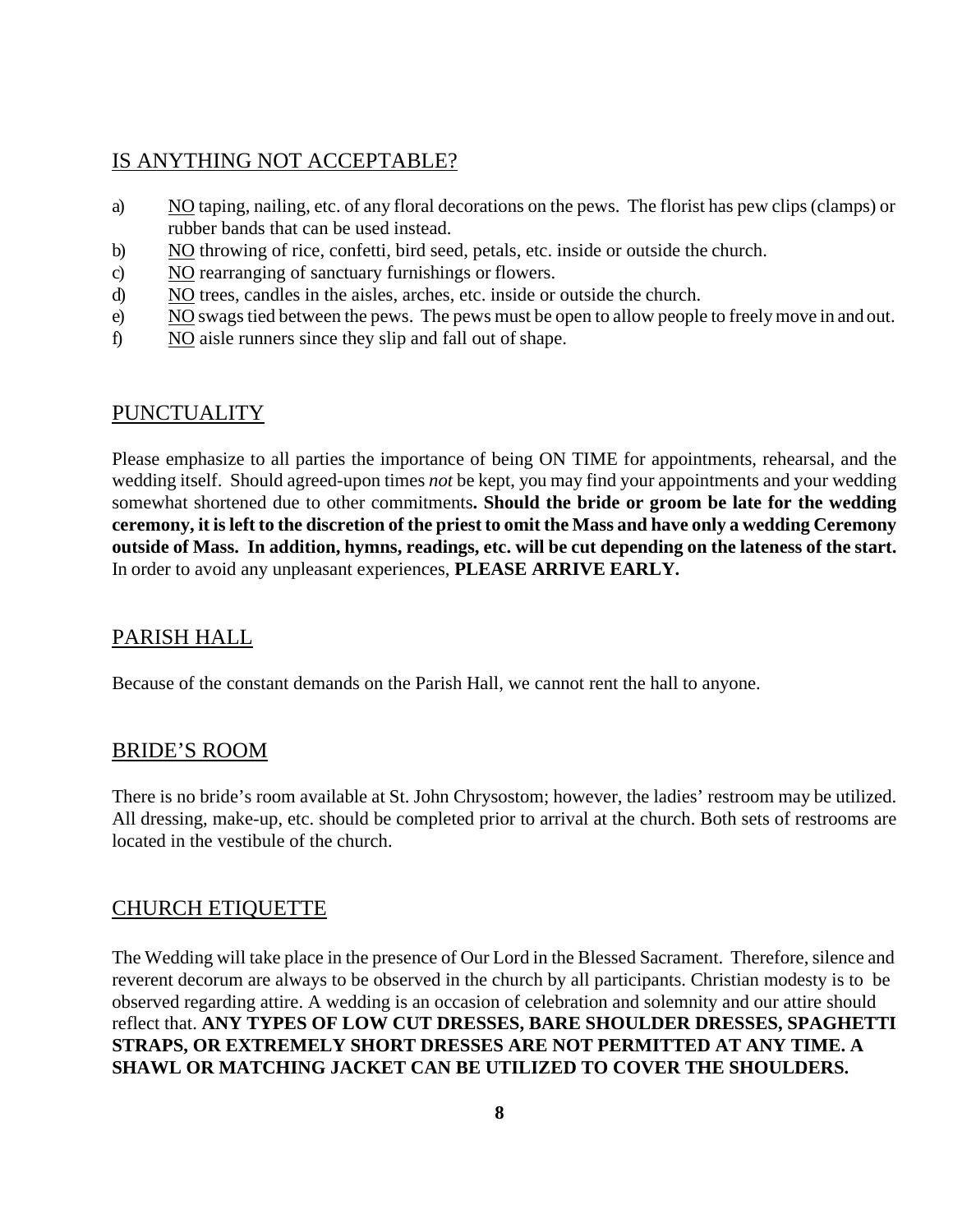## IS ANYTHING NOT ACCEPTABLE?

a) NO taping, nailing, etc. of any floral decorations on the pews. The florist has pew clips (clamps) or rubber bands that can be used instead.
b) NO throwing of rice, confetti, bird seed, petals, etc. inside or outside the church.
c) NO rearranging of sanctuary furnishings or flowers.
d) NO trees, candles in the aisles, arches, etc. inside or outside the church.
e) NO swags tied between the pews. The pews must be open to allow people to freely move in and out.
f) NO aisle runners since they slip and fall out of shape.

## PUNCTUALITY

Please emphasize to all parties the importance of being ON TIME for appointments, rehearsal, and the wedding itself. Should agreed-upon times *not* be kept, you may find your appointments and your wedding somewhat shortened due to other commitments**. Should the bride or groom be late for the wedding ceremony, it is left to the discretion of the priest to omit the Mass and have only a wedding Ceremony outside of Mass. In addition, hymns, readings, etc. will be cut depending on the lateness of the start.** In order to avoid any unpleasant experiences, **PLEASE ARRIVE EARLY.**

## PARISH HALL

Because of the constant demands on the Parish Hall, we cannot rent the hall to anyone.

## BRIDE'S ROOM

There is no bride's room available at St. John Chrysostom; however, the ladies' restroom may be utilized. All dressing, make-up, etc. should be completed prior to arrival at the church. Both sets of restrooms are located in the vestibule of the church.

## CHURCH ETIQUETTE

The Wedding will take place in the presence of Our Lord in the Blessed Sacrament. Therefore, silence and reverent decorum are always to be observed in the church by all participants. Christian modesty is to be observed regarding attire. A wedding is an occasion of celebration and solemnity and our attire should reflect that. **ANY TYPES OF LOW CUT DRESSES, BARE SHOULDER DRESSES, SPAGHETTI STRAPS, OR EXTREMELY SHORT DRESSES ARE NOT PERMITTED AT ANY TIME. A SHAWL OR MATCHING JACKET CAN BE UTILIZED TO COVER THE SHOULDERS.**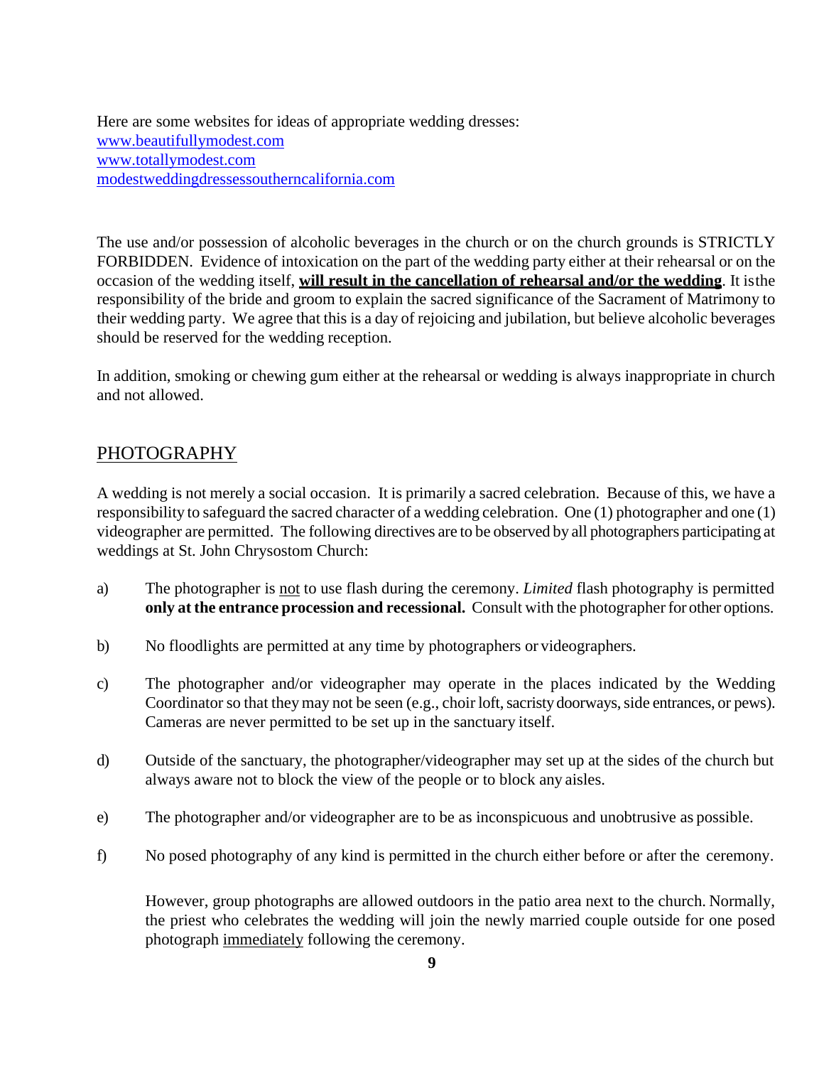Here are some websites for ideas of appropriate wedding dresses:
[www.beautifullymodest.com](http://www.beautifullymodest.com)
[www.totallymodest.com](http://www.totallymodest.com)
[modestweddingdressessoutherncalifornia.com](http://modestweddingdressessoutherncalifornia.com)

The use and/or possession of alcoholic beverages in the church or on the church grounds is STRICTLY FORBIDDEN. Evidence of intoxication on the part of the wedding party either at their rehearsal or on the occasion of the wedding itself, **<u>will result in the cancellation of rehearsal and/or the wedding</u>**. It is the responsibility of the bride and groom to explain the sacred significance of the Sacrament of Matrimony to their wedding party. We agree that this is a day of rejoicing and jubilation, but believe alcoholic beverages should be reserved for the wedding reception.

In addition, smoking or chewing gum either at the rehearsal or wedding is always inappropriate in church and not allowed.

## <u>PHOTOGRAPHY</u>

A wedding is not merely a social occasion. It is primarily a sacred celebration. Because of this, we have a responsibility to safeguard the sacred character of a wedding celebration. One (1) photographer and one (1) videographer are permitted. The following directives are to be observed by all photographers participating at weddings at St. John Chrysostom Church:

a) The photographer is <u>not</u> to use flash during the ceremony. *Limited* flash photography is permitted **only at the entrance procession and recessional.** Consult with the photographer for other options.

b) No floodlights are permitted at any time by photographers or videographers.

c) The photographer and/or videographer may operate in the places indicated by the Wedding Coordinator so that they may not be seen (e.g., choir loft, sacristy doorways, side entrances, or pews). Cameras are never permitted to be set up in the sanctuary itself.

d) Outside of the sanctuary, the photographer/videographer may set up at the sides of the church but always aware not to block the view of the people or to block any aisles.

e) The photographer and/or videographer are to be as inconspicuous and unobtrusive as possible.

f) No posed photography of any kind is permitted in the church either before or after the ceremony.

   However, group photographs are allowed outdoors in the patio area next to the church. Normally, the priest who celebrates the wedding will join the newly married couple outside for one posed photograph <u>immediately</u> following the ceremony.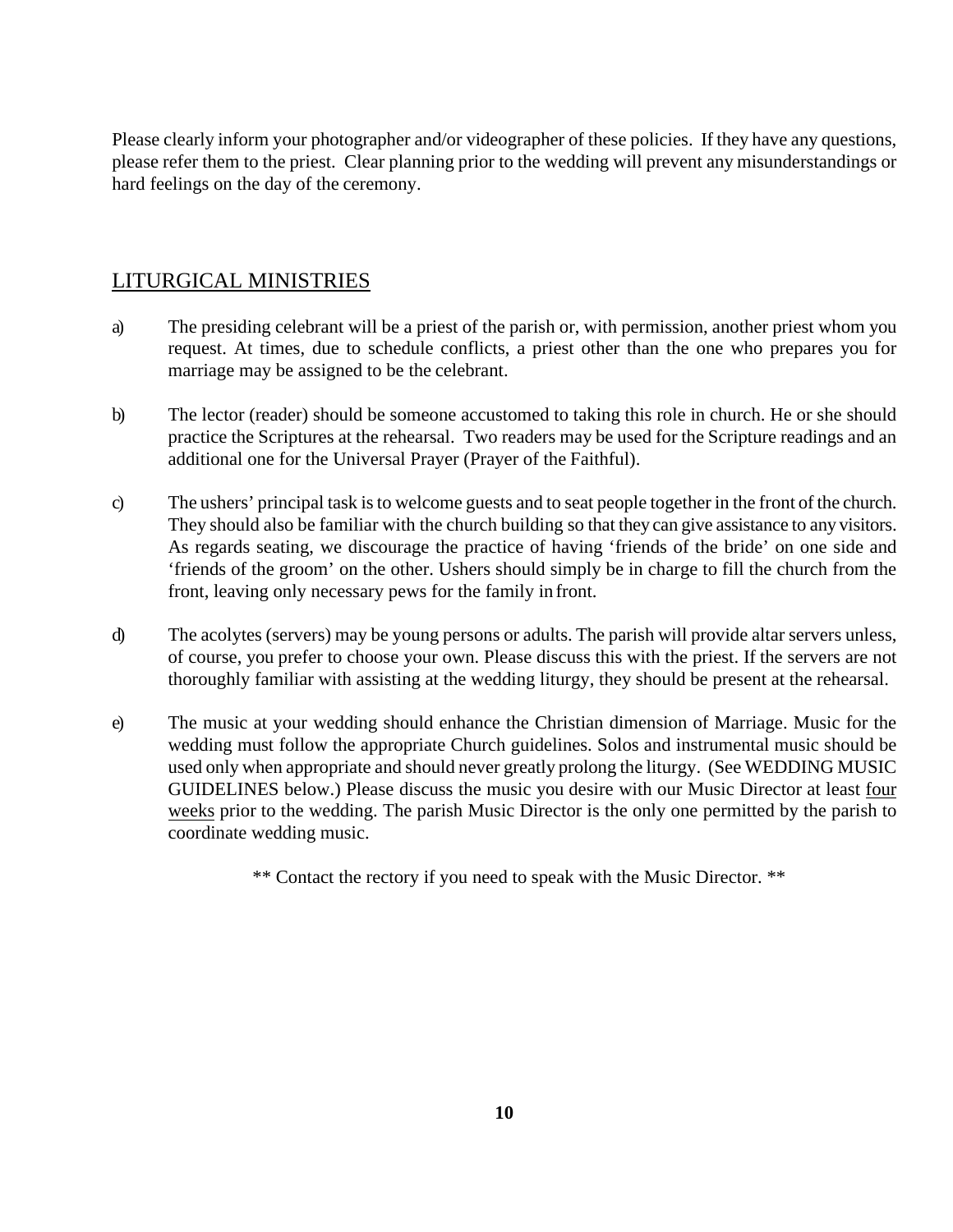Please clearly inform your photographer and/or videographer of these policies. If they have any questions, please refer them to the priest. Clear planning prior to the wedding will prevent any misunderstandings or hard feelings on the day of the ceremony.

## LITURGICAL MINISTRIES

a) The presiding celebrant will be a priest of the parish or, with permission, another priest whom you request. At times, due to schedule conflicts, a priest other than the one who prepares you for marriage may be assigned to be the celebrant.

b) The lector (reader) should be someone accustomed to taking this role in church. He or she should practice the Scriptures at the rehearsal. Two readers may be used for the Scripture readings and an additional one for the Universal Prayer (Prayer of the Faithful).

c) The ushers' principal task is to welcome guests and to seat people together in the front of the church. They should also be familiar with the church building so that they can give assistance to any visitors. As regards seating, we discourage the practice of having 'friends of the bride' on one side and 'friends of the groom' on the other. Ushers should simply be in charge to fill the church from the front, leaving only necessary pews for the family in front.

d) The acolytes (servers) may be young persons or adults. The parish will provide altar servers unless, of course, you prefer to choose your own. Please discuss this with the priest. If the servers are not thoroughly familiar with assisting at the wedding liturgy, they should be present at the rehearsal.

e) The music at your wedding should enhance the Christian dimension of Marriage. Music for the wedding must follow the appropriate Church guidelines. Solos and instrumental music should be used only when appropriate and should never greatly prolong the liturgy. (See WEDDING MUSIC GUIDELINES below.) Please discuss the music you desire with our Music Director at least <u>four weeks</u> prior to the wedding. The parish Music Director is the only one permitted by the parish to coordinate wedding music.

** Contact the rectory if you need to speak with the Music Director. **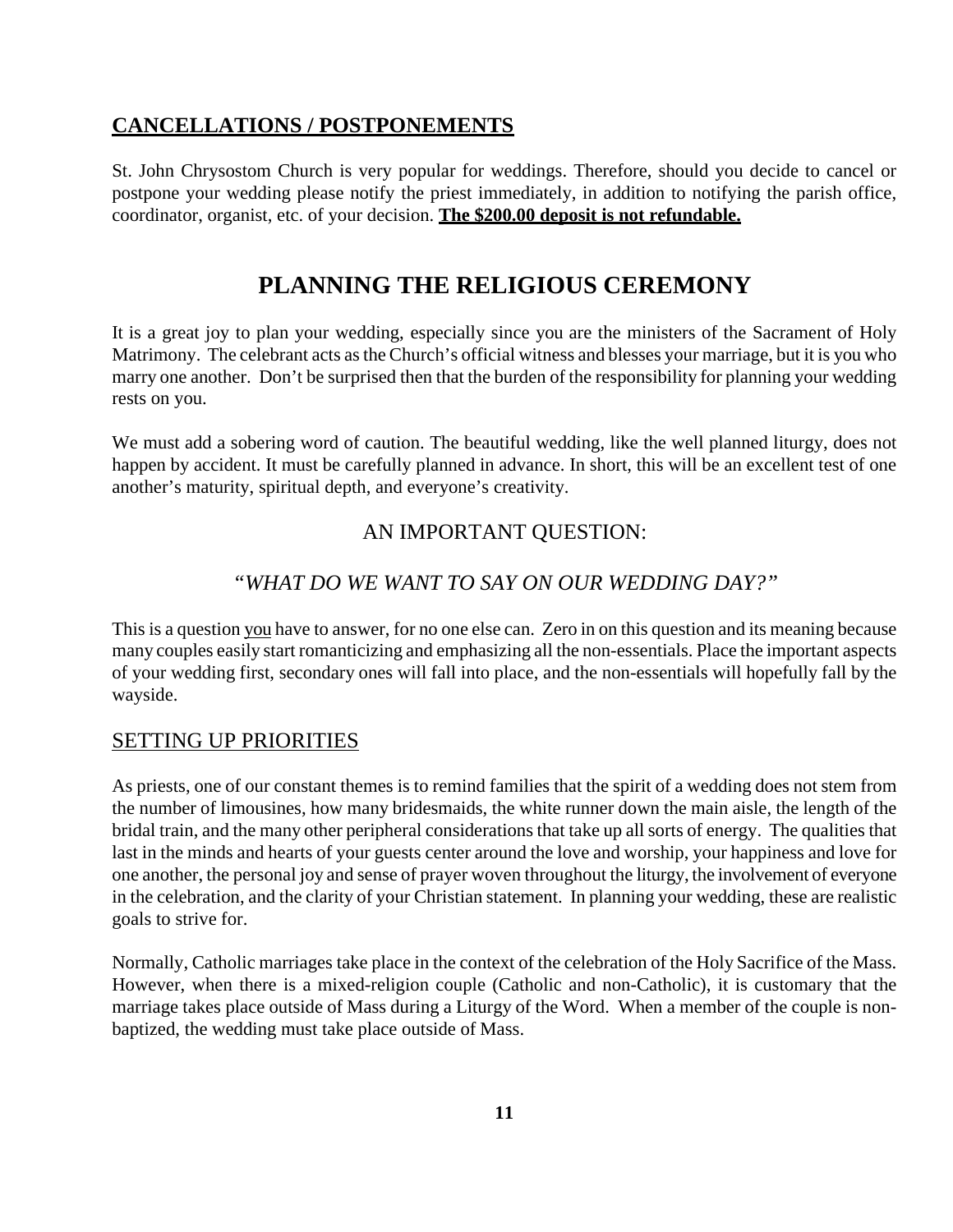## CANCELLATIONS / POSTPONEMENTS

St. John Chrysostom Church is very popular for weddings. Therefore, should you decide to cancel or postpone your wedding please notify the priest immediately, in addition to notifying the parish office, coordinator, organist, etc. of your decision. **The $200.00 deposit is not refundable.**

# PLANNING THE RELIGIOUS CEREMONY

It is a great joy to plan your wedding, especially since you are the ministers of the Sacrament of Holy Matrimony. The celebrant acts as the Church's official witness and blesses your marriage, but it is you who marry one another. Don't be surprised then that the burden of the responsibility for planning your wedding rests on you.

We must add a sobering word of caution. The beautiful wedding, like the well planned liturgy, does not happen by accident. It must be carefully planned in advance. In short, this will be an excellent test of one another's maturity, spiritual depth, and everyone's creativity.

### AN IMPORTANT QUESTION:

### *"WHAT DO WE WANT TO SAY ON OUR WEDDING DAY?"*

This is a question you have to answer, for no one else can. Zero in on this question and its meaning because many couples easily start romanticizing and emphasizing all the non-essentials. Place the important aspects of your wedding first, secondary ones will fall into place, and the non-essentials will hopefully fall by the wayside.

### SETTING UP PRIORITIES

As priests, one of our constant themes is to remind families that the spirit of a wedding does not stem from the number of limousines, how many bridesmaids, the white runner down the main aisle, the length of the bridal train, and the many other peripheral considerations that take up all sorts of energy. The qualities that last in the minds and hearts of your guests center around the love and worship, your happiness and love for one another, the personal joy and sense of prayer woven throughout the liturgy, the involvement of everyone in the celebration, and the clarity of your Christian statement. In planning your wedding, these are realistic goals to strive for.

Normally, Catholic marriages take place in the context of the celebration of the Holy Sacrifice of the Mass. However, when there is a mixed-religion couple (Catholic and non-Catholic), it is customary that the marriage takes place outside of Mass during a Liturgy of the Word. When a member of the couple is non-baptized, the wedding must take place outside of Mass.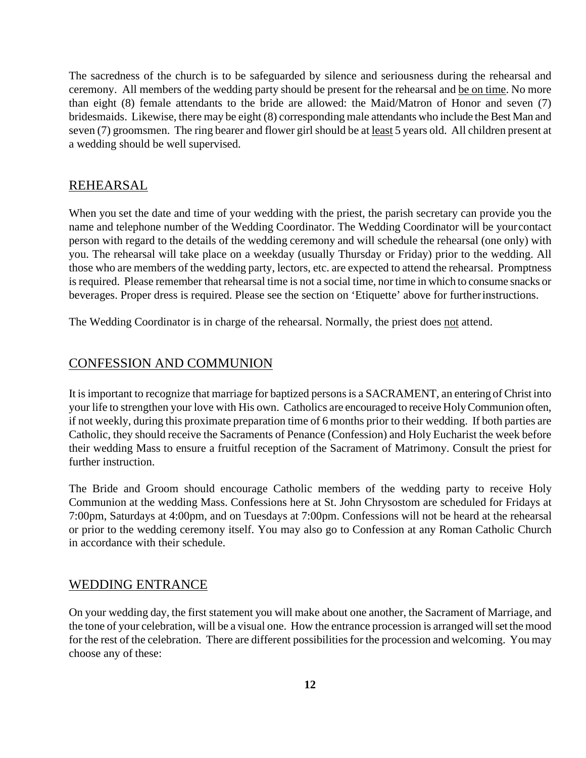The sacredness of the church is to be safeguarded by silence and seriousness during the rehearsal and ceremony. All members of the wedding party should be present for the rehearsal and <u>be on time</u>. No more than eight (8) female attendants to the bride are allowed: the Maid/Matron of Honor and seven (7) bridesmaids. Likewise, there may be eight (8) corresponding male attendants who include the Best Man and seven (7) groomsmen. The ring bearer and flower girl should be at <u>least</u> 5 years old. All children present at a wedding should be well supervised.

## REHEARSAL

When you set the date and time of your wedding with the priest, the parish secretary can provide you the name and telephone number of the Wedding Coordinator. The Wedding Coordinator will be your contact person with regard to the details of the wedding ceremony and will schedule the rehearsal (one only) with you. The rehearsal will take place on a weekday (usually Thursday or Friday) prior to the wedding. All those who are members of the wedding party, lectors, etc. are expected to attend the rehearsal. Promptness is required. Please remember that rehearsal time is not a social time, nor time in which to consume snacks or beverages. Proper dress is required. Please see the section on 'Etiquette' above for further instructions.

The Wedding Coordinator is in charge of the rehearsal. Normally, the priest does <u>not</u> attend.

## CONFESSION AND COMMUNION

It is important to recognize that marriage for baptized persons is a SACRAMENT, an entering of Christ into your life to strengthen your love with His own. Catholics are encouraged to receive Holy Communion often, if not weekly, during this proximate preparation time of 6 months prior to their wedding. If both parties are Catholic, they should receive the Sacraments of Penance (Confession) and Holy Eucharist the week before their wedding Mass to ensure a fruitful reception of the Sacrament of Matrimony. Consult the priest for further instruction.

The Bride and Groom should encourage Catholic members of the wedding party to receive Holy Communion at the wedding Mass. Confessions here at St. John Chrysostom are scheduled for Fridays at 7:00pm, Saturdays at 4:00pm, and on Tuesdays at 7:00pm. Confessions will not be heard at the rehearsal or prior to the wedding ceremony itself. You may also go to Confession at any Roman Catholic Church in accordance with their schedule.

## WEDDING ENTRANCE

On your wedding day, the first statement you will make about one another, the Sacrament of Marriage, and the tone of your celebration, will be a visual one. How the entrance procession is arranged will set the mood for the rest of the celebration. There are different possibilities for the procession and welcoming. You may choose any of these: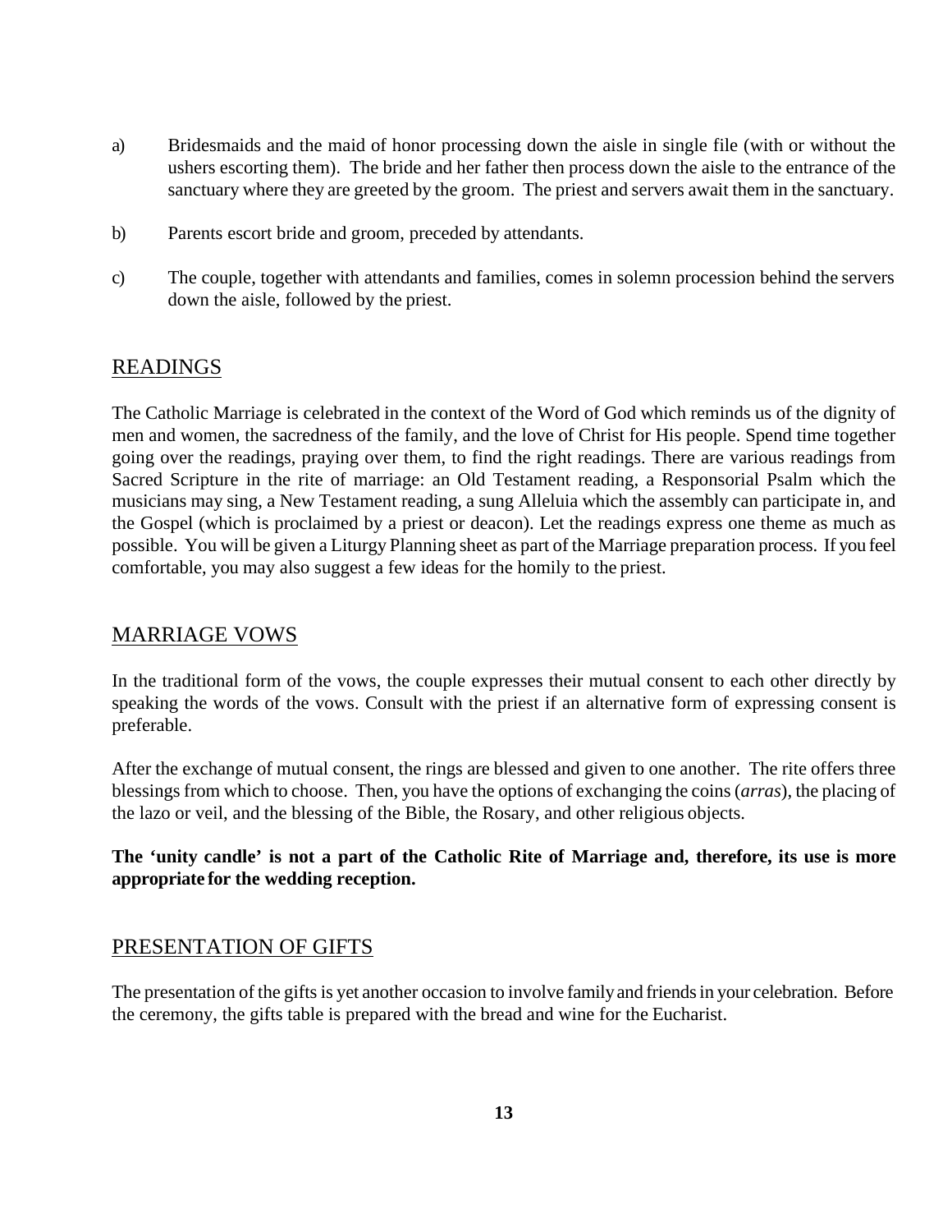a) Bridesmaids and the maid of honor processing down the aisle in single file (with or without the ushers escorting them). The bride and her father then process down the aisle to the entrance of the sanctuary where they are greeted by the groom. The priest and servers await them in the sanctuary.

b) Parents escort bride and groom, preceded by attendants.

c) The couple, together with attendants and families, comes in solemn procession behind the servers down the aisle, followed by the priest.

## READINGS

The Catholic Marriage is celebrated in the context of the Word of God which reminds us of the dignity of men and women, the sacredness of the family, and the love of Christ for His people. Spend time together going over the readings, praying over them, to find the right readings. There are various readings from Sacred Scripture in the rite of marriage: an Old Testament reading, a Responsorial Psalm which the musicians may sing, a New Testament reading, a sung Alleluia which the assembly can participate in, and the Gospel (which is proclaimed by a priest or deacon). Let the readings express one theme as much as possible. You will be given a Liturgy Planning sheet as part of the Marriage preparation process. If you feel comfortable, you may also suggest a few ideas for the homily to the priest.

## MARRIAGE VOWS

In the traditional form of the vows, the couple expresses their mutual consent to each other directly by speaking the words of the vows. Consult with the priest if an alternative form of expressing consent is preferable.

After the exchange of mutual consent, the rings are blessed and given to one another. The rite offers three blessings from which to choose. Then, you have the options of exchanging the coins (*arras*), the placing of the lazo or veil, and the blessing of the Bible, the Rosary, and other religious objects.

**The 'unity candle' is not a part of the Catholic Rite of Marriage and, therefore, its use is more appropriate for the wedding reception.**

## PRESENTATION OF GIFTS

The presentation of the gifts is yet another occasion to involve family and friends in your celebration. Before the ceremony, the gifts table is prepared with the bread and wine for the Eucharist.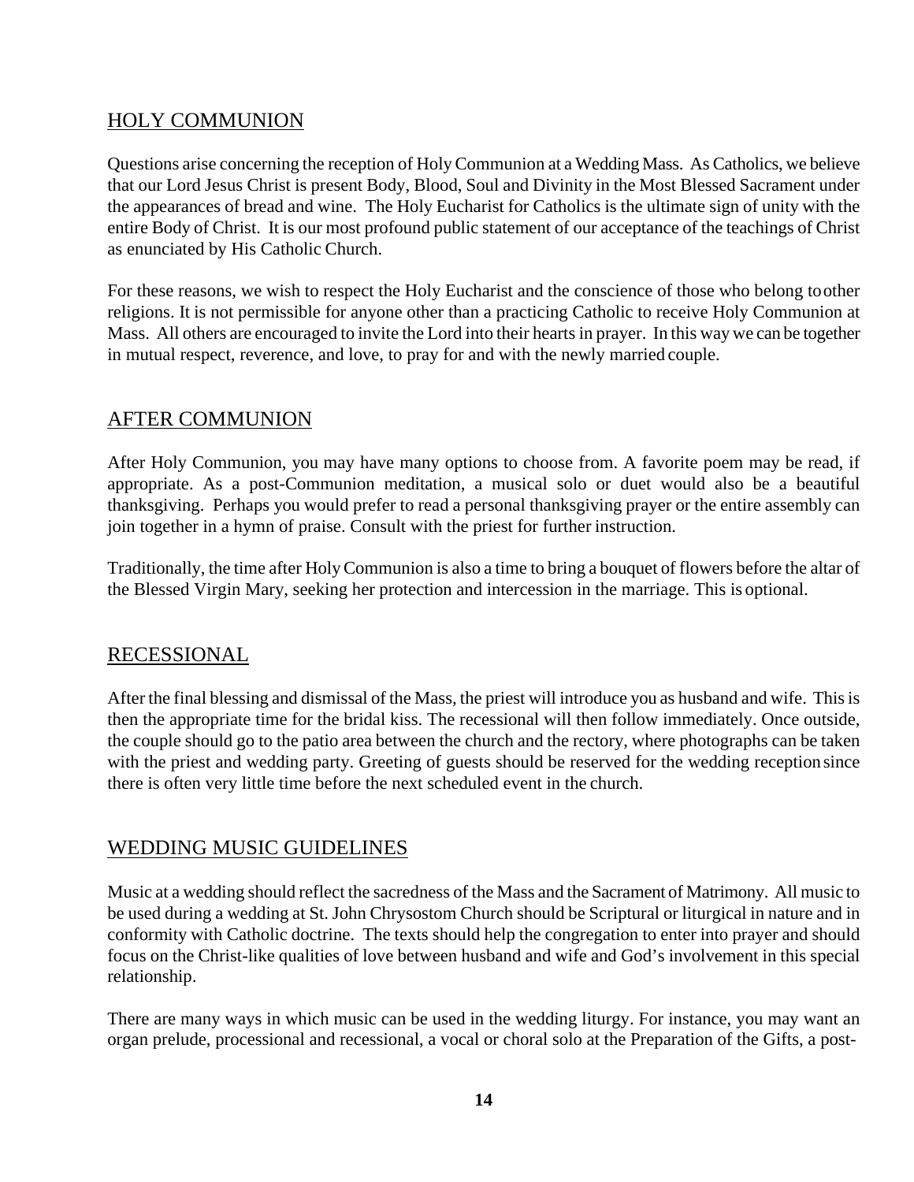## HOLY COMMUNION

Questions arise concerning the reception of Holy Communion at a Wedding Mass. As Catholics, we believe that our Lord Jesus Christ is present Body, Blood, Soul and Divinity in the Most Blessed Sacrament under the appearances of bread and wine. The Holy Eucharist for Catholics is the ultimate sign of unity with the entire Body of Christ. It is our most profound public statement of our acceptance of the teachings of Christ as enunciated by His Catholic Church.

For these reasons, we wish to respect the Holy Eucharist and the conscience of those who belong to other religions. It is not permissible for anyone other than a practicing Catholic to receive Holy Communion at Mass. All others are encouraged to invite the Lord into their hearts in prayer. In this way we can be together in mutual respect, reverence, and love, to pray for and with the newly married couple.

## AFTER COMMUNION

After Holy Communion, you may have many options to choose from. A favorite poem may be read, if appropriate. As a post-Communion meditation, a musical solo or duet would also be a beautiful thanksgiving. Perhaps you would prefer to read a personal thanksgiving prayer or the entire assembly can join together in a hymn of praise. Consult with the priest for further instruction.

Traditionally, the time after Holy Communion is also a time to bring a bouquet of flowers before the altar of the Blessed Virgin Mary, seeking her protection and intercession in the marriage. This is optional.

## RECESSIONAL

After the final blessing and dismissal of the Mass, the priest will introduce you as husband and wife. This is then the appropriate time for the bridal kiss. The recessional will then follow immediately. Once outside, the couple should go to the patio area between the church and the rectory, where photographs can be taken with the priest and wedding party. Greeting of guests should be reserved for the wedding reception since there is often very little time before the next scheduled event in the church.

## WEDDING MUSIC GUIDELINES

Music at a wedding should reflect the sacredness of the Mass and the Sacrament of Matrimony. All music to be used during a wedding at St. John Chrysostom Church should be Scriptural or liturgical in nature and in conformity with Catholic doctrine. The texts should help the congregation to enter into prayer and should focus on the Christ-like qualities of love between husband and wife and God's involvement in this special relationship.

There are many ways in which music can be used in the wedding liturgy. For instance, you may want an organ prelude, processional and recessional, a vocal or choral solo at the Preparation of the Gifts, a post-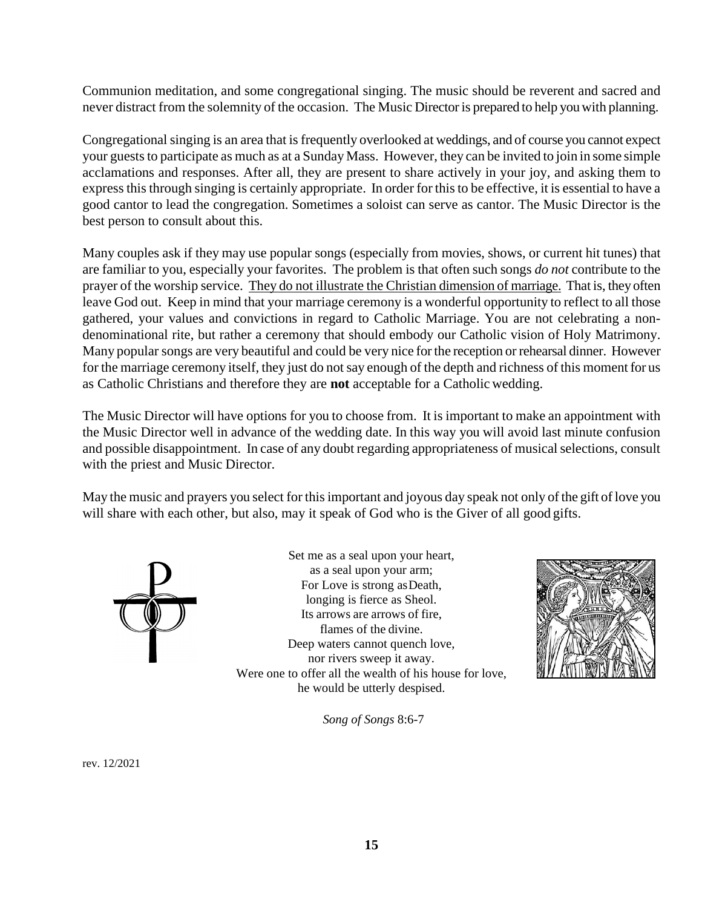Communion meditation, and some congregational singing. The music should be reverent and sacred and never distract from the solemnity of the occasion. The Music Director is prepared to help you with planning.

Congregational singing is an area that is frequently overlooked at weddings, and of course you cannot expect your guests to participate as much as at a Sunday Mass. However, they can be invited to join in some simple acclamations and responses. After all, they are present to share actively in your joy, and asking them to express this through singing is certainly appropriate. In order for this to be effective, it is essential to have a good cantor to lead the congregation. Sometimes a soloist can serve as cantor. The Music Director is the best person to consult about this.

Many couples ask if they may use popular songs (especially from movies, shows, or current hit tunes) that are familiar to you, especially your favorites. The problem is that often such songs *do not* contribute to the prayer of the worship service. <u>They do not illustrate the Christian dimension of marriage.</u> That is, they often leave God out. Keep in mind that your marriage ceremony is a wonderful opportunity to reflect to all those gathered, your values and convictions in regard to Catholic Marriage. You are not celebrating a non-denominational rite, but rather a ceremony that should embody our Catholic vision of Holy Matrimony. Many popular songs are very beautiful and could be very nice for the reception or rehearsal dinner. However for the marriage ceremony itself, they just do not say enough of the depth and richness of this moment for us as Catholic Christians and therefore they are **not** acceptable for a Catholic wedding.

The Music Director will have options for you to choose from. It is important to make an appointment with the Music Director well in advance of the wedding date. In this way you will avoid last minute confusion and possible disappointment. In case of any doubt regarding appropriateness of musical selections, consult with the priest and Music Director.

May the music and prayers you select for this important and joyous day speak not only of the gift of love you will share with each other, but also, may it speak of God who is the Giver of all good gifts.

Set me as a seal upon your heart,
as a seal upon your arm;
For Love is strong as Death,
longing is fierce as Sheol.
Its arrows are arrows of fire,
flames of the divine.
Deep waters cannot quench love,
nor rivers sweep it away.
Were one to offer all the wealth of his house for love,
he would be utterly despised.

*Song of Songs* 8:6-7

rev. 12/2021